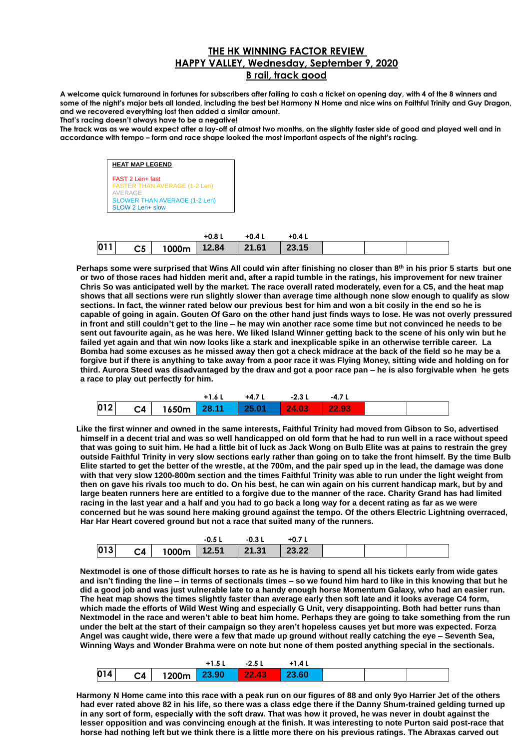# THE HK WINNING FACTOR REVIEW
## HAPPY VALLEY, Wednesday, September 9, 2020
### B rail, track good

**A welcome quick turnaround in fortunes for subscribers after failing to cash a ticket on opening day, with 4 of the 8 winners and some of the night's major bets all landed, including the best bet Harmony N Home and nice wins on Faithful Trinity and Guy Dragon, and we recovered everything lost then added a similar amount.**
**That's racing doesn't always have to be a negative!**
**The track was as we would expect after a lay-off of almost two months, on the slightly faster side of good and played well and in accordance with tempo – form and race shape looked the most important aspects of the night's racing.**

**HEAT MAP LEGEND**

FAST 2 Len+ fast
FASTER THAN AVERAGE (1-2 Len)
AVERAGE
SLOWER THAN AVERAGE (1-2 Len)
SLOW 2 Len+ slow

| | | | +0.8 L | +0.4 L | +0.4 L | | | |
|---|---|---|---|---|---|---|---|---|
| 011 | C5 | 1000m | 12.84 | 21.61 | 23.15 | | | |

**Perhaps some were surprised that Wins All could win after finishing no closer than 8th in his prior 5 starts but one or two of those races had hidden merit and, after a rapid tumble in the ratings, his improvement for new trainer Chris So was anticipated well by the market. The race overall rated moderately, even for a C5, and the heat map shows that all sections were run slightly slower than average time although none slow enough to qualify as slow sections. In fact, the winner rated below our previous best for him and won a bit cosily in the end so he is capable of going in again. Gouten Of Garo on the other hand just finds ways to lose. He was not overly pressured in front and still couldn't get to the line – he may win another race some time but not convinced he needs to be sent out favourite again, as he was here. We liked Island Winner getting back to the scene of his only win but he failed yet again and that win now looks like a stark and inexplicable spike in an otherwise terrible career. La Bomba had some excuses as he missed away then got a check midrace at the back of the field so he may be a forgive but if there is anything to take away from a poor race it was Flying Money, sitting wide and holding on for third. Aurora Steed was disadvantaged by the draw and got a poor race pan – he is also forgivable when he gets a race to play out perfectly for him.**

| | | | +1.6 L | +4.7 L | -2.3 L | -4.7 L | | |
|---|---|---|---|---|---|---|---|---|
| 012 | C4 | 1650m | 28.11 | 25.01 | 24.03 | 22.93 | | |

**Like the first winner and owned in the same interests, Faithful Trinity had moved from Gibson to So, advertised himself in a decent trial and was so well handicapped on old form that he had to run well in a race without speed that was going to suit him. He had a little bit of luck as Jack Wong on Bulb Elite was at pains to restrain the grey outside Faithful Trinity in very slow sections early rather than going on to take the front himself. By the time Bulb Elite started to get the better of the wrestle, at the 700m, and the pair sped up in the lead, the damage was done with that very slow 1200-800m section and the times Faithful Trinity was able to run under the light weight from then on gave his rivals too much to do. On his best, he can win again on his current handicap mark, but by and large beaten runners here are entitled to a forgive due to the manner of the race. Charity Grand has had limited racing in the last year and a half and you had to go back a long way for a decent rating as far as we were concerned but he was sound here making ground against the tempo. Of the others Electric Lightning overraced, Har Har Heart covered ground but not a race that suited many of the runners.**

| | | | -0.5 L | -0.3 L | +0.7 L | | | |
|---|---|---|---|---|---|---|---|---|
| 013 | C4 | 1000m | 12.51 | 21.31 | 23.22 | | | |

**Nextmodel is one of those difficult horses to rate as he is having to spend all his tickets early from wide gates and isn't finding the line – in terms of sectionals times – so we found him hard to like in this knowing that but he did a good job and was just vulnerable late to a handy enough horse Momentum Galaxy, who had an easier run. The heat map shows the times slightly faster than average early then soft late and it looks average C4 form, which made the efforts of Wild West Wing and especially G Unit, very disappointing. Both had better runs than Nextmodel in the race and weren't able to beat him home. Perhaps they are going to take something from the run under the belt at the start of their campaign so they aren't hopeless causes yet but more was expected. Forza Angel was caught wide, there were a few that made up ground without really catching the eye – Seventh Sea, Winning Ways and Wonder Brahma were on note but none of them posted anything special in the sectionals.**

| | | | +1.5 L | -2.5 L | +1.4 L | | | |
|---|---|---|---|---|---|---|---|---|
| 014 | C4 | 1200m | 23.90 | 22.43 | 23.60 | | | |

**Harmony N Home came into this race with a peak run on our figures of 88 and only 9yo Harrier Jet of the others had ever rated above 82 in his life, so there was a class edge there if the Danny Shum-trained gelding turned up in any sort of form, especially with the soft draw. That was how it proved, he was never in doubt against the lesser opposition and was convincing enough at the finish. It was interesting to note Purton said post-race that horse had nothing left but we think there is a little more there on his previous ratings. The Abraxas carved out**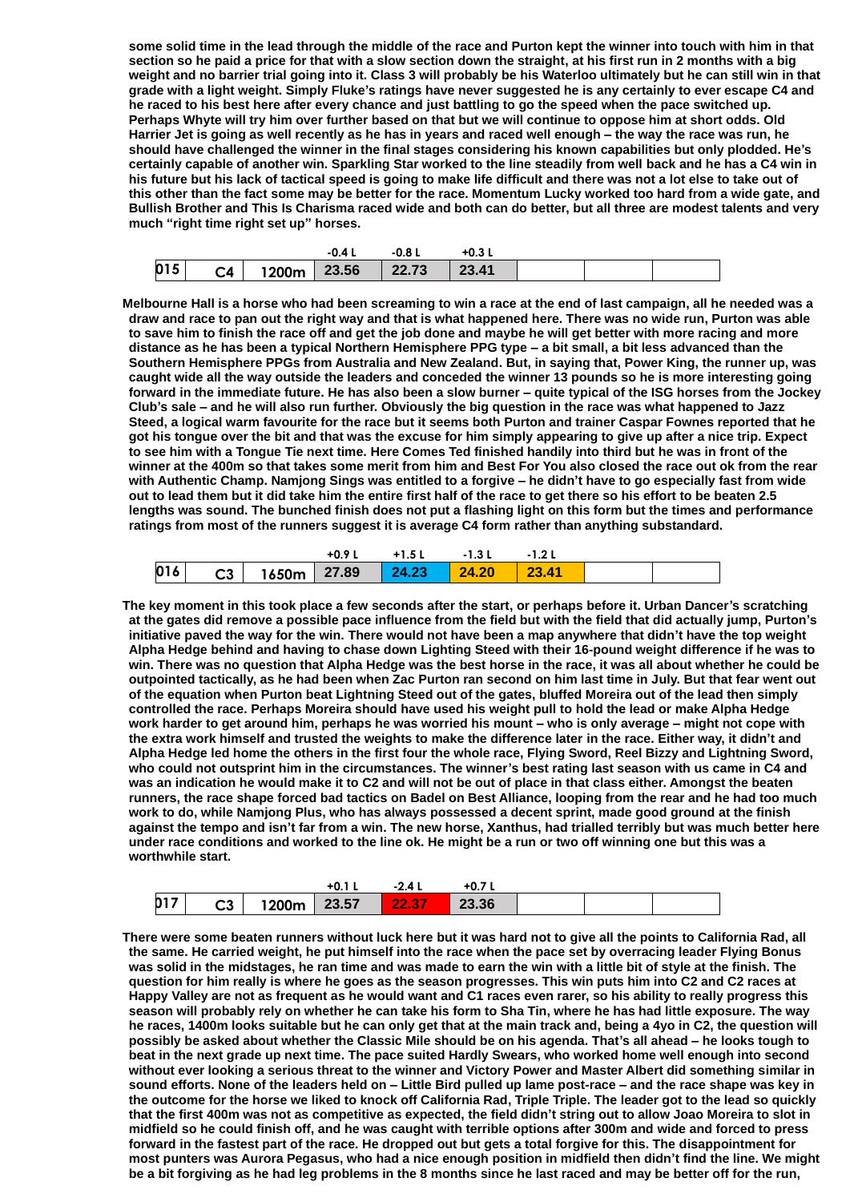**some solid time in the lead through the middle of the race and Purton kept the winner into touch with him in that section so he paid a price for that with a slow section down the straight, at his first run in 2 months with a big weight and no barrier trial going into it. Class 3 will probably be his Waterloo ultimately but he can still win in that grade with a light weight. Simply Fluke's ratings have never suggested he is any certainly to ever escape C4 and he raced to his best here after every chance and just battling to go the speed when the pace switched up. Perhaps Whyte will try him over further based on that but we will continue to oppose him at short odds. Old Harrier Jet is going as well recently as he has in years and raced well enough – the way the race was run, he should have challenged the winner in the final stages considering his known capabilities but only plodded. He's certainly capable of another win. Sparkling Star worked to the line steadily from well back and he has a C4 win in his future but his lack of tactical speed is going to make life difficult and there was not a lot else to take out of this other than the fact some may be better for the race. Momentum Lucky worked too hard from a wide gate, and Bullish Brother and This Is Charisma raced wide and both can do better, but all three are modest talents and very much "right time right set up" horses.**

| | | | -0.4 L | -0.8 L | +0.3 L | | | |
|---|---|---|---|---|---|---|---|---|
| 015 | C4 | 1200m | 23.56 | 22.73 | 23.41 | | | |

**Melbourne Hall is a horse who had been screaming to win a race at the end of last campaign, all he needed was a draw and race to pan out the right way and that is what happened here. There was no wide run, Purton was able to save him to finish the race off and get the job done and maybe he will get better with more racing and more distance as he has been a typical Northern Hemisphere PPG type – a bit small, a bit less advanced than the Southern Hemisphere PPGs from Australia and New Zealand. But, in saying that, Power King, the runner up, was caught wide all the way outside the leaders and conceded the winner 13 pounds so he is more interesting going forward in the immediate future. He has also been a slow burner – quite typical of the ISG horses from the Jockey Club's sale – and he will also run further. Obviously the big question in the race was what happened to Jazz Steed, a logical warm favourite for the race but it seems both Purton and trainer Caspar Fownes reported that he got his tongue over the bit and that was the excuse for him simply appearing to give up after a nice trip. Expect to see him with a Tongue Tie next time. Here Comes Ted finished handily into third but he was in front of the winner at the 400m so that takes some merit from him and Best For You also closed the race out ok from the rear with Authentic Champ. Namjong Sings was entitled to a forgive – he didn't have to go especially fast from wide out to lead them but it did take him the entire first half of the race to get there so his effort to be beaten 2.5 lengths was sound. The bunched finish does not put a flashing light on this form but the times and performance ratings from most of the runners suggest it is average C4 form rather than anything substandard.**

| | | | +0.9 L | +1.5 L | -1.3 L | -1.2 L | | |
|---|---|---|---|---|---|---|---|---|
| 016 | C3 | 1650m | 27.89 | 24.23 | 24.20 | 23.41 | | |

**The key moment in this took place a few seconds after the start, or perhaps before it. Urban Dancer's scratching at the gates did remove a possible pace influence from the field but with the field that did actually jump, Purton's initiative paved the way for the win. There would not have been a map anywhere that didn't have the top weight Alpha Hedge behind and having to chase down Lighting Steed with their 16-pound weight difference if he was to win. There was no question that Alpha Hedge was the best horse in the race, it was all about whether he could be outpointed tactically, as he had been when Zac Purton ran second on him last time in July. But that fear went out of the equation when Purton beat Lightning Steed out of the gates, bluffed Moreira out of the lead then simply controlled the race. Perhaps Moreira should have used his weight pull to hold the lead or make Alpha Hedge work harder to get around him, perhaps he was worried his mount – who is only average – might not cope with the extra work himself and trusted the weights to make the difference later in the race. Either way, it didn't and Alpha Hedge led home the others in the first four the whole race, Flying Sword, Reel Bizzy and Lightning Sword, who could not outsprint him in the circumstances. The winner's best rating last season with us came in C4 and was an indication he would make it to C2 and will not be out of place in that class either. Amongst the beaten runners, the race shape forced bad tactics on Badel on Best Alliance, looping from the rear and he had too much work to do, while Namjong Plus, who has always possessed a decent sprint, made good ground at the finish against the tempo and isn't far from a win. The new horse, Xanthus, had trialled terribly but was much better here under race conditions and worked to the line ok. He might be a run or two off winning one but this was a worthwhile start.**

| | | | +0.1 L | -2.4 L | +0.7 L | | | |
|---|---|---|---|---|---|---|---|---|
| 017 | C3 | 1200m | 23.57 | 22.37 | 23.36 | | | |

**There were some beaten runners without luck here but it was hard not to give all the points to California Rad, all the same. He carried weight, he put himself into the race when the pace set by overracing leader Flying Bonus was solid in the midstages, he ran time and was made to earn the win with a little bit of style at the finish. The question for him really is where he goes as the season progresses. This win puts him into C2 and C2 races at Happy Valley are not as frequent as he would want and C1 races even rarer, so his ability to really progress this season will probably rely on whether he can take his form to Sha Tin, where he has had little exposure. The way he races, 1400m looks suitable but he can only get that at the main track and, being a 4yo in C2, the question will possibly be asked about whether the Classic Mile should be on his agenda. That's all ahead – he looks tough to beat in the next grade up next time. The pace suited Hardly Swears, who worked home well enough into second without ever looking a serious threat to the winner and Victory Power and Master Albert did something similar in sound efforts. None of the leaders held on – Little Bird pulled up lame post-race – and the race shape was key in the outcome for the horse we liked to knock off California Rad, Triple Triple. The leader got to the lead so quickly that the first 400m was not as competitive as expected, the field didn't string out to allow Joao Moreira to slot in midfield so he could finish off, and he was caught with terrible options after 300m and wide and forced to press forward in the fastest part of the race. He dropped out but gets a total forgive for this. The disappointment for most punters was Aurora Pegasus, who had a nice enough position in midfield then didn't find the line. We might be a bit forgiving as he had leg problems in the 8 months since he last raced and may be better off for the run,**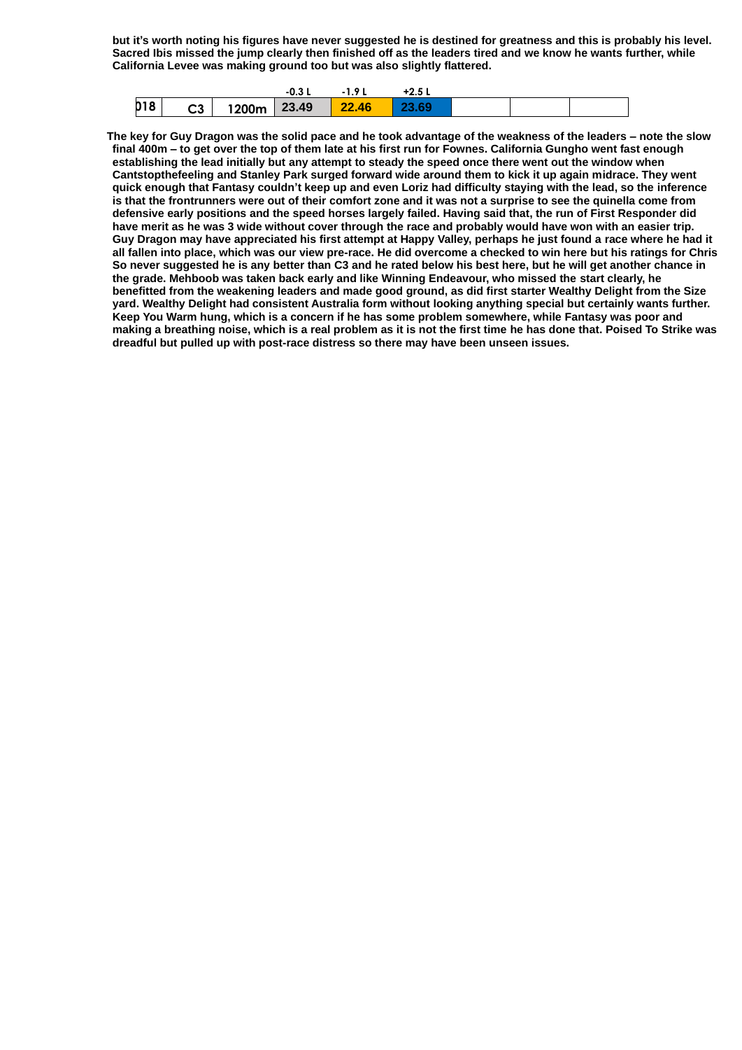**but it's worth noting his figures have never suggested he is destined for greatness and this is probably his level. Sacred Ibis missed the jump clearly then finished off as the leaders tired and we know he wants further, while California Levee was making ground too but was also slightly flattered.**

| | | | -0.3 L | -1.9 L | +2.5 L | | | |
|---|---|---|---|---|---|---|---|---|
| 018 | C3 | 1200m | 23.49 | 22.46 | 23.69 | | | |

**The key for Guy Dragon was the solid pace and he took advantage of the weakness of the leaders – note the slow final 400m – to get over the top of them late at his first run for Fownes. California Gungho went fast enough establishing the lead initially but any attempt to steady the speed once there went out the window when Cantstopthefeeling and Stanley Park surged forward wide around them to kick it up again midrace. They went quick enough that Fantasy couldn't keep up and even Loriz had difficulty staying with the lead, so the inference is that the frontrunners were out of their comfort zone and it was not a surprise to see the quinella come from defensive early positions and the speed horses largely failed. Having said that, the run of First Responder did have merit as he was 3 wide without cover through the race and probably would have won with an easier trip. Guy Dragon may have appreciated his first attempt at Happy Valley, perhaps he just found a race where he had it all fallen into place, which was our view pre-race. He did overcome a checked to win here but his ratings for Chris So never suggested he is any better than C3 and he rated below his best here, but he will get another chance in the grade. Mehboob was taken back early and like Winning Endeavour, who missed the start clearly, he benefitted from the weakening leaders and made good ground, as did first starter Wealthy Delight from the Size yard. Wealthy Delight had consistent Australia form without looking anything special but certainly wants further. Keep You Warm hung, which is a concern if he has some problem somewhere, while Fantasy was poor and making a breathing noise, which is a real problem as it is not the first time he has done that. Poised To Strike was dreadful but pulled up with post-race distress so there may have been unseen issues.**